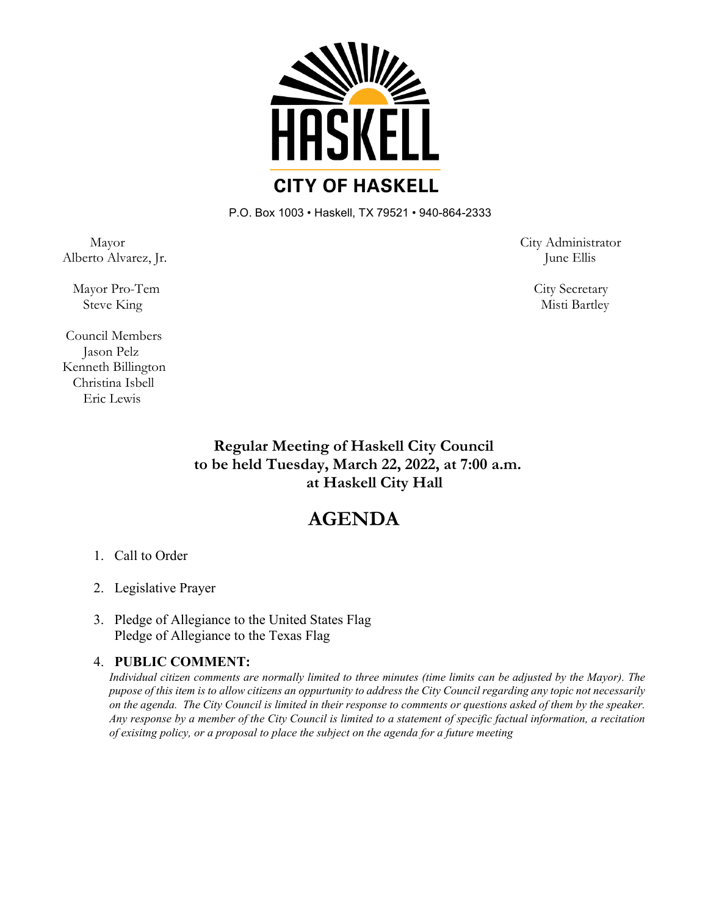# CITY OF HASKELL

P.O. Box 1003 • Haskell, TX 79521 • 940-864-2333

Mayor
Alberto Alvarez, Jr.

Mayor Pro-Tem
Steve King

Council Members
Jason Pelz
Kenneth Billington
Christina Isbell
Eric Lewis

City Administrator
June Ellis

City Secretary
Misti Bartley

**Regular Meeting of Haskell City Council to be held Tuesday, March 22, 2022, at 7:00 a.m. at Haskell City Hall**

# AGENDA

1. Call to Order
2. Legislative Prayer
3. Pledge of Allegiance to the United States Flag
   Pledge of Allegiance to the Texas Flag
4. **PUBLIC COMMENT:**
   *Individual citizen comments are normally limited to three minutes (time limits can be adjusted by the Mayor). The pupose of this item is to allow citizens an oppurtunity to address the City Council regarding any topic not necessarily on the agenda. The City Council is limited in their response to comments or questions asked of them by the speaker. Any response by a member of the City Council is limited to a statement of specific factual information, a recitation of exisitng policy, or a proposal to place the subject on the agenda for a future meeting*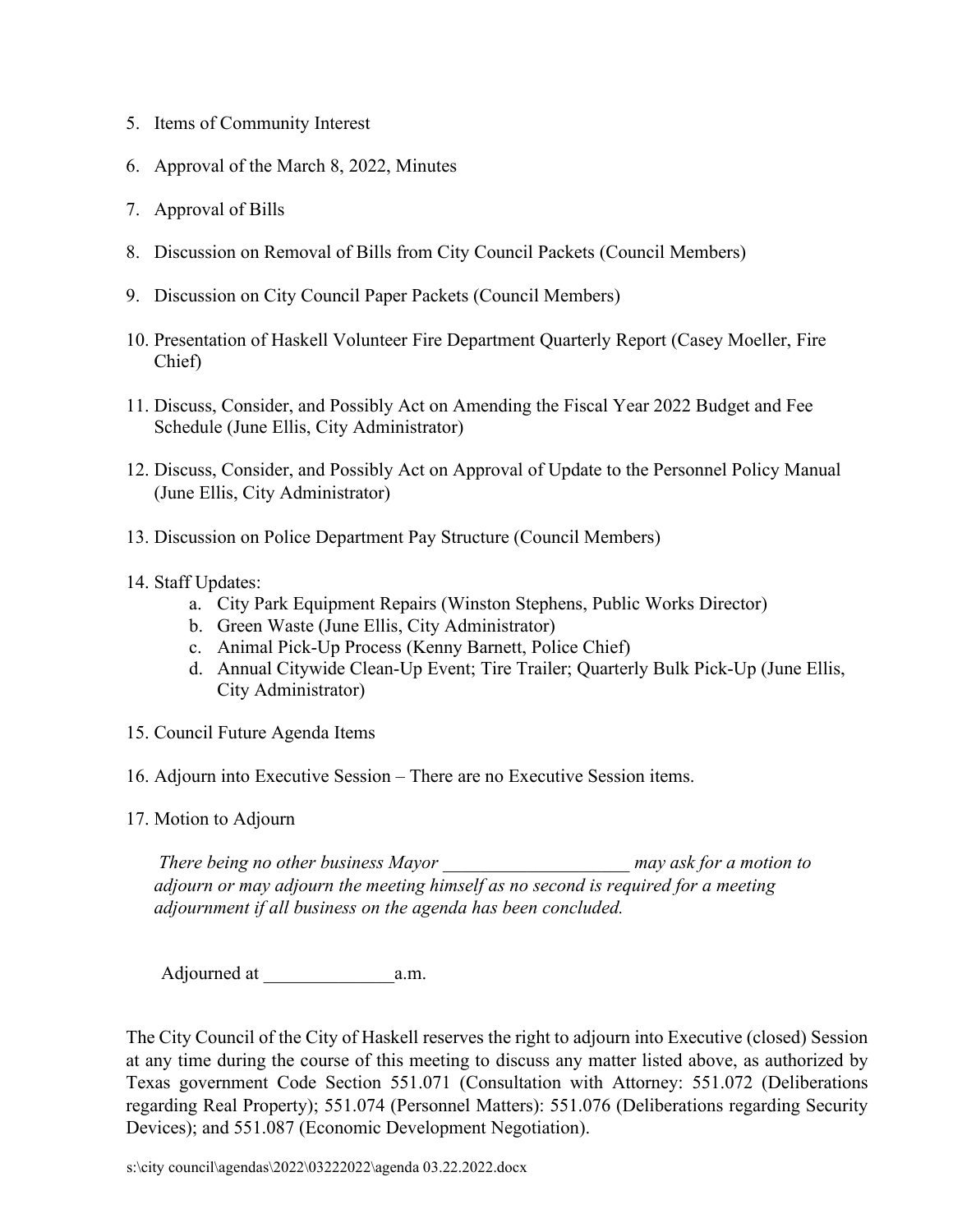5. Items of Community Interest

6. Approval of the March 8, 2022, Minutes

7. Approval of Bills

8. Discussion on Removal of Bills from City Council Packets (Council Members)

9. Discussion on City Council Paper Packets (Council Members)

10. Presentation of Haskell Volunteer Fire Department Quarterly Report (Casey Moeller, Fire Chief)

11. Discuss, Consider, and Possibly Act on Amending the Fiscal Year 2022 Budget and Fee Schedule (June Ellis, City Administrator)

12. Discuss, Consider, and Possibly Act on Approval of Update to the Personnel Policy Manual (June Ellis, City Administrator)

13. Discussion on Police Department Pay Structure (Council Members)

14. Staff Updates:
    a. City Park Equipment Repairs (Winston Stephens, Public Works Director)
    b. Green Waste (June Ellis, City Administrator)
    c. Animal Pick-Up Process (Kenny Barnett, Police Chief)
    d. Annual Citywide Clean-Up Event; Tire Trailer; Quarterly Bulk Pick-Up (June Ellis, City Administrator)

15. Council Future Agenda Items

16. Adjourn into Executive Session – There are no Executive Session items.

17. Motion to Adjourn

    *There being no other business Mayor ____________________ may ask for a motion to adjourn or may adjourn the meeting himself as no second is required for a meeting adjournment if all business on the agenda has been concluded.*

    Adjourned at ______________a.m.

The City Council of the City of Haskell reserves the right to adjourn into Executive (closed) Session at any time during the course of this meeting to discuss any matter listed above, as authorized by Texas government Code Section 551.071 (Consultation with Attorney: 551.072 (Deliberations regarding Real Property); 551.074 (Personnel Matters): 551.076 (Deliberations regarding Security Devices); and 551.087 (Economic Development Negotiation).

s:\city council\agendas\2022\03222022\agenda 03.22.2022.docx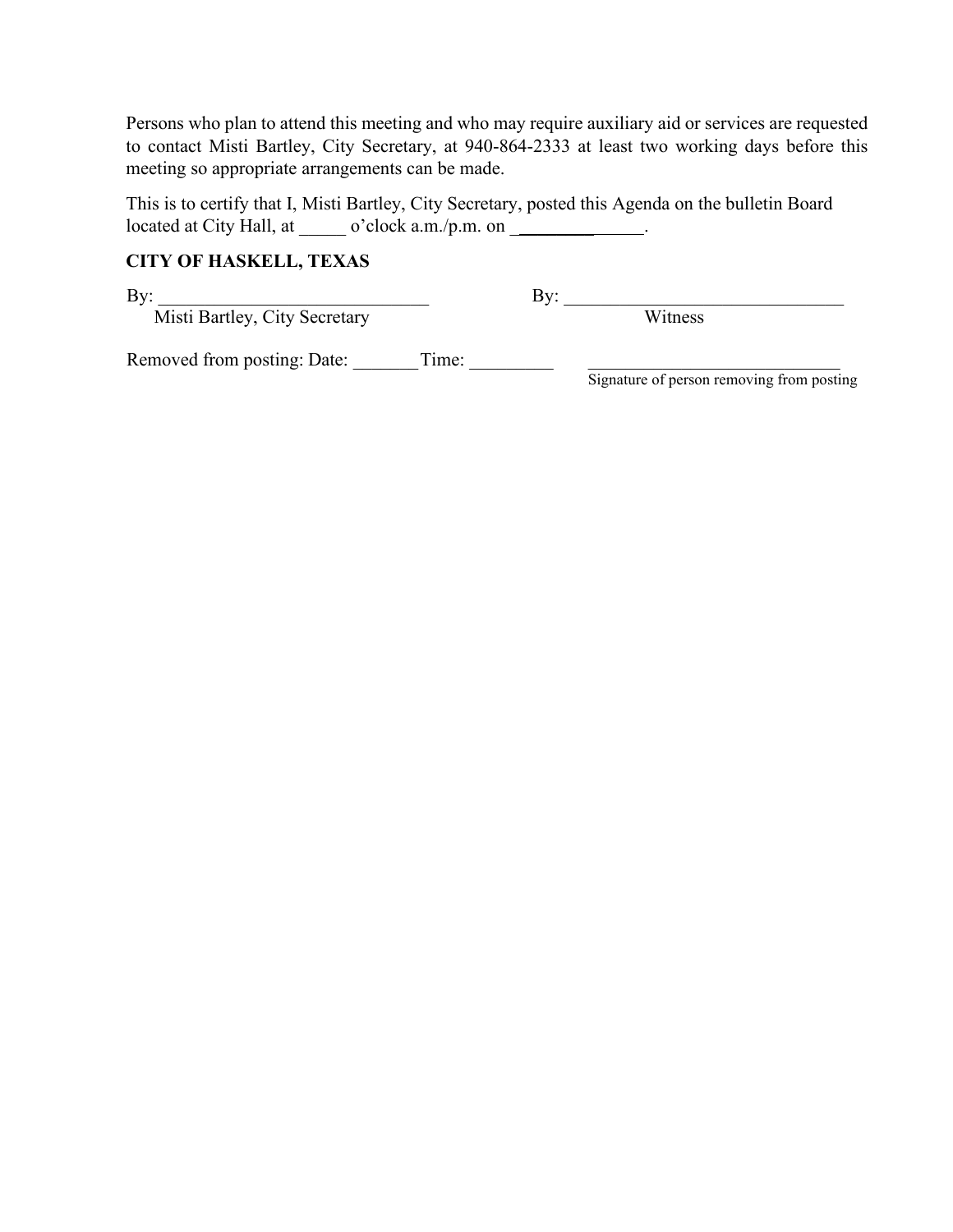Persons who plan to attend this meeting and who may require auxiliary aid or services are requested to contact Misti Bartley, City Secretary, at 940-864-2333 at least two working days before this meeting so appropriate arrangements can be made.

This is to certify that I, Misti Bartley, City Secretary, posted this Agenda on the bulletin Board located at City Hall, at _____ o'clock a.m./p.m. on ______________.

**CITY OF HASKELL, TEXAS**

By: _____________________________  By: ______________________________
Misti Bartley, City Secretary  Witness

Removed from posting: Date: _______ Time: _________  ____________________________
Signature of person removing from posting